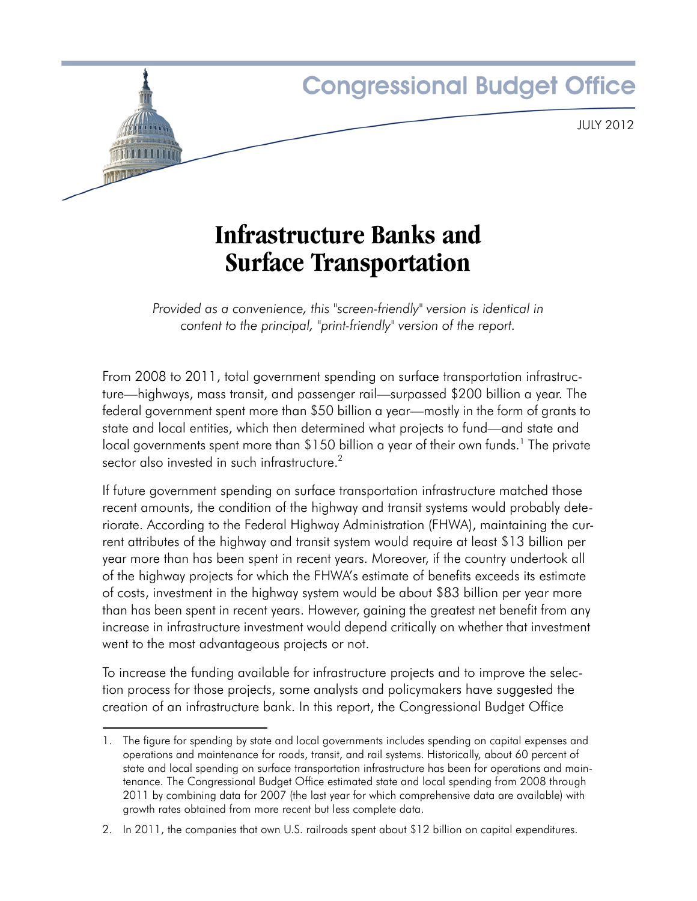Congressional Budget Office

JULY 2012

# Infrastructure Banks and Surface Transportation

*Provided as a convenience, this "screen-friendly" version is identical in content to the principal, "print-friendly" version of the report.*

From 2008 to 2011, total government spending on surface transportation infrastructure—highways, mass transit, and passenger rail—surpassed $200 billion a year. The federal government spent more than $50 billion a year—mostly in the form of grants to state and local entities, which then determined what projects to fund—and state and local governments spent more than $150 billion a year of their own funds.[1] The private sector also invested in such infrastructure.[2]

If future government spending on surface transportation infrastructure matched those recent amounts, the condition of the highway and transit systems would probably deteriorate. According to the Federal Highway Administration (FHWA), maintaining the current attributes of the highway and transit system would require at least $13 billion per year more than has been spent in recent years. Moreover, if the country undertook all of the highway projects for which the FHWA's estimate of benefits exceeds its estimate of costs, investment in the highway system would be about $83 billion per year more than has been spent in recent years. However, gaining the greatest net benefit from any increase in infrastructure investment would depend critically on whether that investment went to the most advantageous projects or not.

To increase the funding available for infrastructure projects and to improve the selection process for those projects, some analysts and policymakers have suggested the creation of an infrastructure bank. In this report, the Congressional Budget Office

---

1. The figure for spending by state and local governments includes spending on capital expenses and operations and maintenance for roads, transit, and rail systems. Historically, about 60 percent of state and local spending on surface transportation infrastructure has been for operations and maintenance. The Congressional Budget Office estimated state and local spending from 2008 through 2011 by combining data for 2007 (the last year for which comprehensive data are available) with growth rates obtained from more recent but less complete data.

2. In 2011, the companies that own U.S. railroads spent about $12 billion on capital expenditures.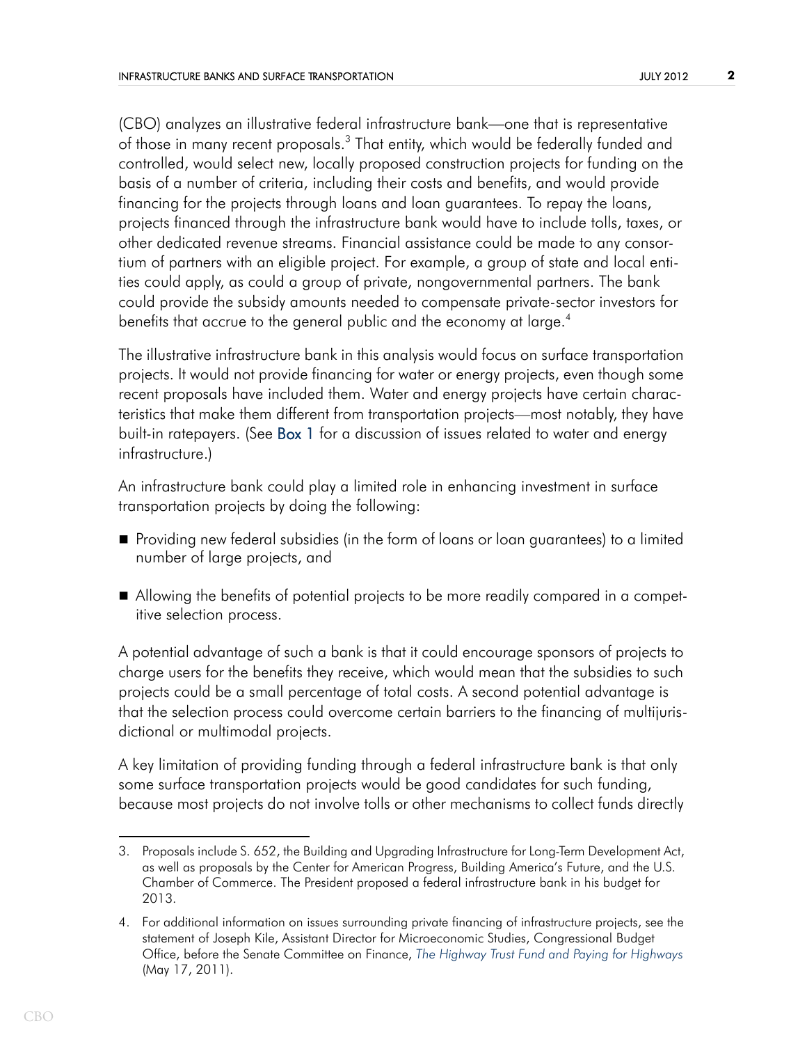(CBO) analyzes an illustrative federal infrastructure bank—one that is representative of those in many recent proposals.[3] That entity, which would be federally funded and controlled, would select new, locally proposed construction projects for funding on the basis of a number of criteria, including their costs and benefits, and would provide financing for the projects through loans and loan guarantees. To repay the loans, projects financed through the infrastructure bank would have to include tolls, taxes, or other dedicated revenue streams. Financial assistance could be made to any consortium of partners with an eligible project. For example, a group of state and local entities could apply, as could a group of private, nongovernmental partners. The bank could provide the subsidy amounts needed to compensate private-sector investors for benefits that accrue to the general public and the economy at large.[4]

The illustrative infrastructure bank in this analysis would focus on surface transportation projects. It would not provide financing for water or energy projects, even though some recent proposals have included them. Water and energy projects have certain characteristics that make them different from transportation projects—most notably, they have built-in ratepayers. (See Box 1 for a discussion of issues related to water and energy infrastructure.)

An infrastructure bank could play a limited role in enhancing investment in surface transportation projects by doing the following:

- Providing new federal subsidies (in the form of loans or loan guarantees) to a limited number of large projects, and
- Allowing the benefits of potential projects to be more readily compared in a competitive selection process.

A potential advantage of such a bank is that it could encourage sponsors of projects to charge users for the benefits they receive, which would mean that the subsidies to such projects could be a small percentage of total costs. A second potential advantage is that the selection process could overcome certain barriers to the financing of multijurisdictional or multimodal projects.

A key limitation of providing funding through a federal infrastructure bank is that only some surface transportation projects would be good candidates for such funding, because most projects do not involve tolls or other mechanisms to collect funds directly

---

3. Proposals include S. 652, the Building and Upgrading Infrastructure for Long-Term Development Act, as well as proposals by the Center for American Progress, Building America's Future, and the U.S. Chamber of Commerce. The President proposed a federal infrastructure bank in his budget for 2013.

4. For additional information on issues surrounding private financing of infrastructure projects, see the statement of Joseph Kile, Assistant Director for Microeconomic Studies, Congressional Budget Office, before the Senate Committee on Finance, *The Highway Trust Fund and Paying for Highways* (May 17, 2011).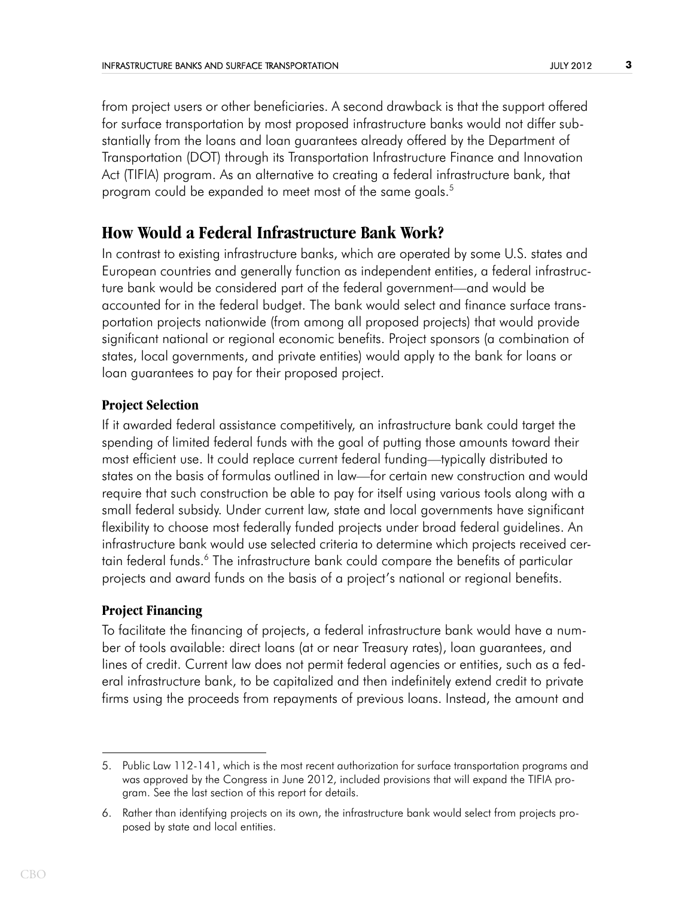from project users or other beneficiaries. A second drawback is that the support offered for surface transportation by most proposed infrastructure banks would not differ substantially from the loans and loan guarantees already offered by the Department of Transportation (DOT) through its Transportation Infrastructure Finance and Innovation Act (TIFIA) program. As an alternative to creating a federal infrastructure bank, that program could be expanded to meet most of the same goals.[5]

## How Would a Federal Infrastructure Bank Work?

In contrast to existing infrastructure banks, which are operated by some U.S. states and European countries and generally function as independent entities, a federal infrastructure bank would be considered part of the federal government—and would be accounted for in the federal budget. The bank would select and finance surface transportation projects nationwide (from among all proposed projects) that would provide significant national or regional economic benefits. Project sponsors (a combination of states, local governments, and private entities) would apply to the bank for loans or loan guarantees to pay for their proposed project.

### Project Selection

If it awarded federal assistance competitively, an infrastructure bank could target the spending of limited federal funds with the goal of putting those amounts toward their most efficient use. It could replace current federal funding—typically distributed to states on the basis of formulas outlined in law—for certain new construction and would require that such construction be able to pay for itself using various tools along with a small federal subsidy. Under current law, state and local governments have significant flexibility to choose most federally funded projects under broad federal guidelines. An infrastructure bank would use selected criteria to determine which projects received certain federal funds.[6] The infrastructure bank could compare the benefits of particular projects and award funds on the basis of a project's national or regional benefits.

### Project Financing

To facilitate the financing of projects, a federal infrastructure bank would have a number of tools available: direct loans (at or near Treasury rates), loan guarantees, and lines of credit. Current law does not permit federal agencies or entities, such as a federal infrastructure bank, to be capitalized and then indefinitely extend credit to private firms using the proceeds from repayments of previous loans. Instead, the amount and

---

5. Public Law 112-141, which is the most recent authorization for surface transportation programs and was approved by the Congress in June 2012, included provisions that will expand the TIFIA program. See the last section of this report for details.

6. Rather than identifying projects on its own, the infrastructure bank would select from projects proposed by state and local entities.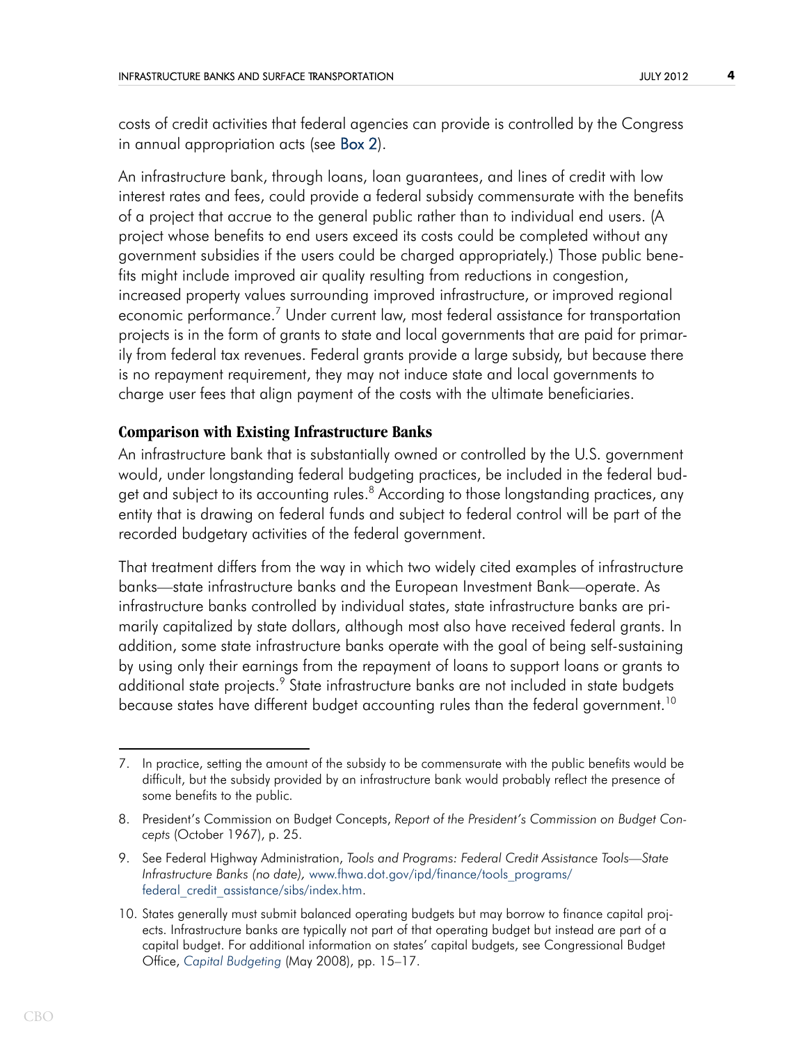costs of credit activities that federal agencies can provide is controlled by the Congress in annual appropriation acts (see Box 2).

An infrastructure bank, through loans, loan guarantees, and lines of credit with low interest rates and fees, could provide a federal subsidy commensurate with the benefits of a project that accrue to the general public rather than to individual end users. (A project whose benefits to end users exceed its costs could be completed without any government subsidies if the users could be charged appropriately.) Those public benefits might include improved air quality resulting from reductions in congestion, increased property values surrounding improved infrastructure, or improved regional economic performance.[7] Under current law, most federal assistance for transportation projects is in the form of grants to state and local governments that are paid for primarily from federal tax revenues. Federal grants provide a large subsidy, but because there is no repayment requirement, they may not induce state and local governments to charge user fees that align payment of the costs with the ultimate beneficiaries.

### Comparison with Existing Infrastructure Banks

An infrastructure bank that is substantially owned or controlled by the U.S. government would, under longstanding federal budgeting practices, be included in the federal budget and subject to its accounting rules.[8] According to those longstanding practices, any entity that is drawing on federal funds and subject to federal control will be part of the recorded budgetary activities of the federal government.

That treatment differs from the way in which two widely cited examples of infrastructure banks—state infrastructure banks and the European Investment Bank—operate. As infrastructure banks controlled by individual states, state infrastructure banks are primarily capitalized by state dollars, although most also have received federal grants. In addition, some state infrastructure banks operate with the goal of being self-sustaining by using only their earnings from the repayment of loans to support loans or grants to additional state projects.[9] State infrastructure banks are not included in state budgets because states have different budget accounting rules than the federal government.[10]

---

7. In practice, setting the amount of the subsidy to be commensurate with the public benefits would be difficult, but the subsidy provided by an infrastructure bank would probably reflect the presence of some benefits to the public.

8. President's Commission on Budget Concepts, *Report of the President's Commission on Budget Concepts* (October 1967), p. 25.

9. See Federal Highway Administration, *Tools and Programs: Federal Credit Assistance Tools—State Infrastructure Banks (no date)*, www.fhwa.dot.gov/ipd/finance/tools_programs/federal_credit_assistance/sibs/index.htm.

10. States generally must submit balanced operating budgets but may borrow to finance capital projects. Infrastructure banks are typically not part of that operating budget but instead are part of a capital budget. For additional information on states' capital budgets, see Congressional Budget Office, *Capital Budgeting* (May 2008), pp. 15–17.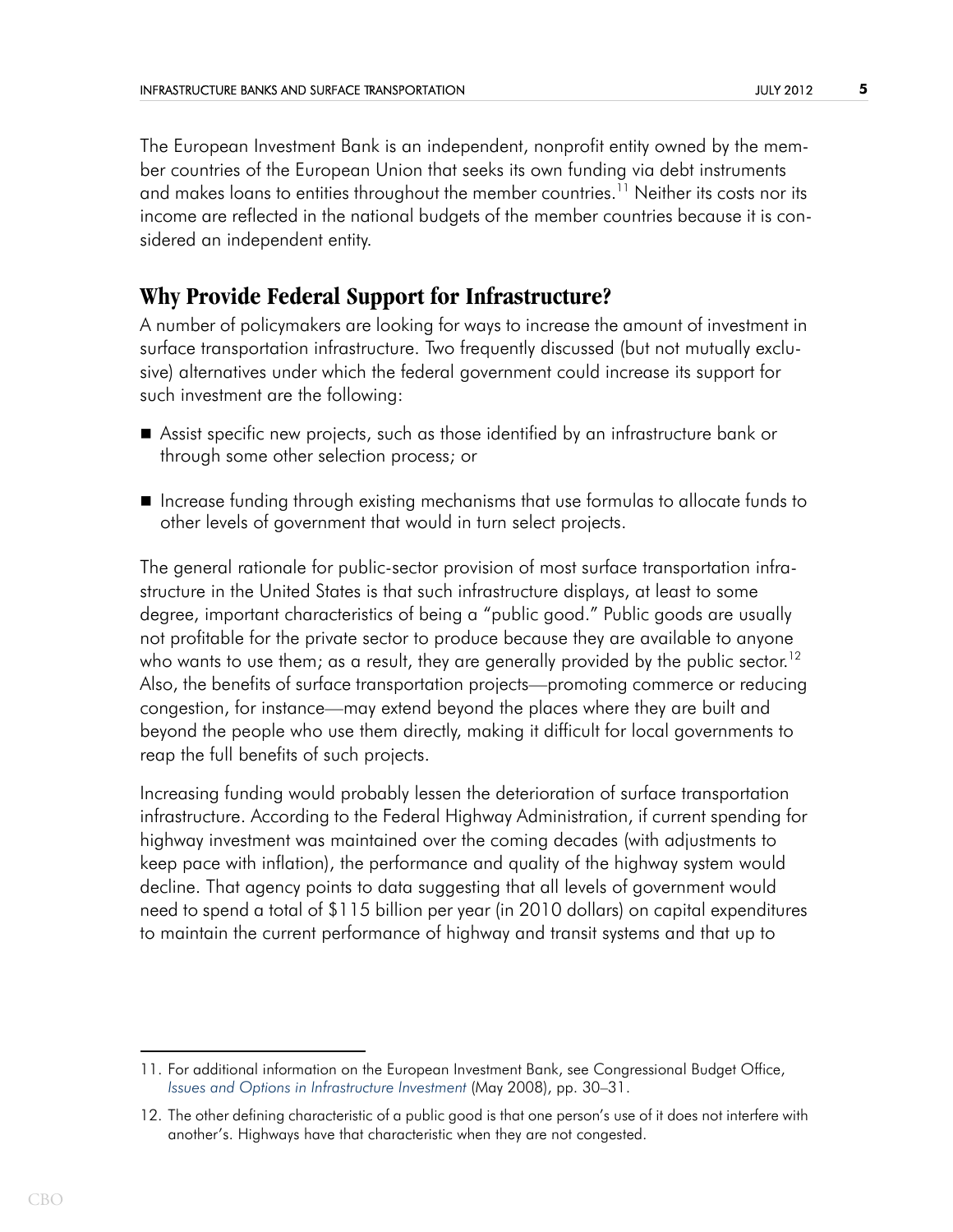The European Investment Bank is an independent, nonprofit entity owned by the member countries of the European Union that seeks its own funding via debt instruments and makes loans to entities throughout the member countries.[11] Neither its costs nor its income are reflected in the national budgets of the member countries because it is considered an independent entity.

## Why Provide Federal Support for Infrastructure?

A number of policymakers are looking for ways to increase the amount of investment in surface transportation infrastructure. Two frequently discussed (but not mutually exclusive) alternatives under which the federal government could increase its support for such investment are the following:

- Assist specific new projects, such as those identified by an infrastructure bank or through some other selection process; or
- Increase funding through existing mechanisms that use formulas to allocate funds to other levels of government that would in turn select projects.

The general rationale for public-sector provision of most surface transportation infrastructure in the United States is that such infrastructure displays, at least to some degree, important characteristics of being a "public good." Public goods are usually not profitable for the private sector to produce because they are available to anyone who wants to use them; as a result, they are generally provided by the public sector.[12] Also, the benefits of surface transportation projects—promoting commerce or reducing congestion, for instance—may extend beyond the places where they are built and beyond the people who use them directly, making it difficult for local governments to reap the full benefits of such projects.

Increasing funding would probably lessen the deterioration of surface transportation infrastructure. According to the Federal Highway Administration, if current spending for highway investment was maintained over the coming decades (with adjustments to keep pace with inflation), the performance and quality of the highway system would decline. That agency points to data suggesting that all levels of government would need to spend a total of $115 billion per year (in 2010 dollars) on capital expenditures to maintain the current performance of highway and transit systems and that up to

---

11. For additional information on the European Investment Bank, see Congressional Budget Office, *Issues and Options in Infrastructure Investment* (May 2008), pp. 30–31.

12. The other defining characteristic of a public good is that one person's use of it does not interfere with another's. Highways have that characteristic when they are not congested.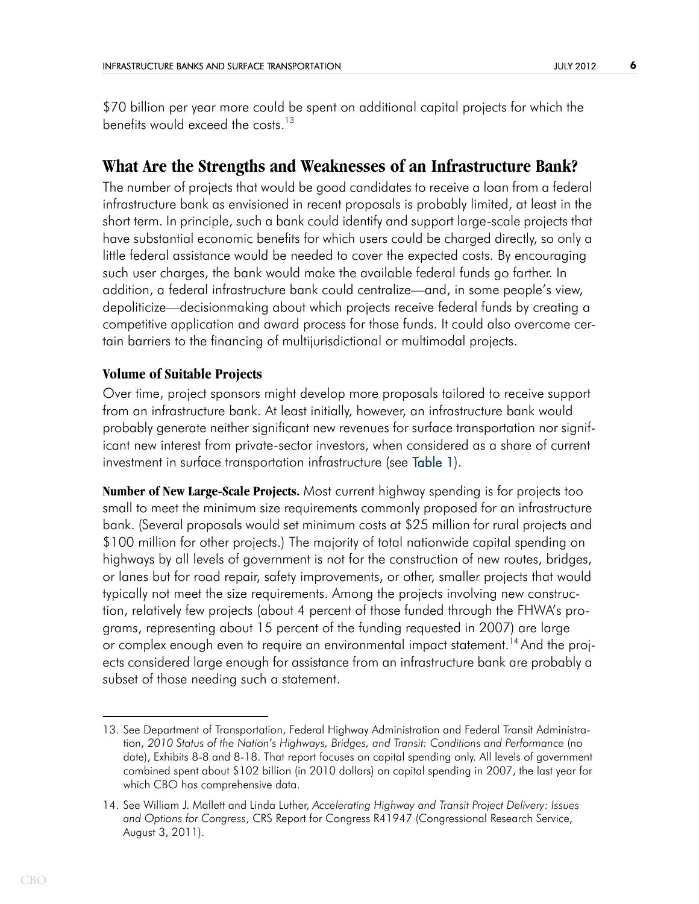$70 billion per year more could be spent on additional capital projects for which the benefits would exceed the costs.[13]

## What Are the Strengths and Weaknesses of an Infrastructure Bank?

The number of projects that would be good candidates to receive a loan from a federal infrastructure bank as envisioned in recent proposals is probably limited, at least in the short term. In principle, such a bank could identify and support large-scale projects that have substantial economic benefits for which users could be charged directly, so only a little federal assistance would be needed to cover the expected costs. By encouraging such user charges, the bank would make the available federal funds go farther. In addition, a federal infrastructure bank could centralize—and, in some people's view, depoliticize—decisionmaking about which projects receive federal funds by creating a competitive application and award process for those funds. It could also overcome certain barriers to the financing of multijurisdictional or multimodal projects.

### Volume of Suitable Projects

Over time, project sponsors might develop more proposals tailored to receive support from an infrastructure bank. At least initially, however, an infrastructure bank would probably generate neither significant new revenues for surface transportation nor significant new interest from private-sector investors, when considered as a share of current investment in surface transportation infrastructure (see Table 1).

**Number of New Large-Scale Projects.** Most current highway spending is for projects too small to meet the minimum size requirements commonly proposed for an infrastructure bank. (Several proposals would set minimum costs at $25 million for rural projects and $100 million for other projects.) The majority of total nationwide capital spending on highways by all levels of government is not for the construction of new routes, bridges, or lanes but for road repair, safety improvements, or other, smaller projects that would typically not meet the size requirements. Among the projects involving new construction, relatively few projects (about 4 percent of those funded through the FHWA's programs, representing about 15 percent of the funding requested in 2007) are large or complex enough even to require an environmental impact statement.[14] And the projects considered large enough for assistance from an infrastructure bank are probably a subset of those needing such a statement.

---

13. See Department of Transportation, Federal Highway Administration and Federal Transit Administration, *2010 Status of the Nation's Highways, Bridges, and Transit: Conditions and Performance* (no date), Exhibits 8-8 and 8-18. That report focuses on capital spending only. All levels of government combined spent about $102 billion (in 2010 dollars) on capital spending in 2007, the last year for which CBO has comprehensive data.

14. See William J. Mallett and Linda Luther, *Accelerating Highway and Transit Project Delivery: Issues and Options for Congress*, CRS Report for Congress R41947 (Congressional Research Service, August 3, 2011).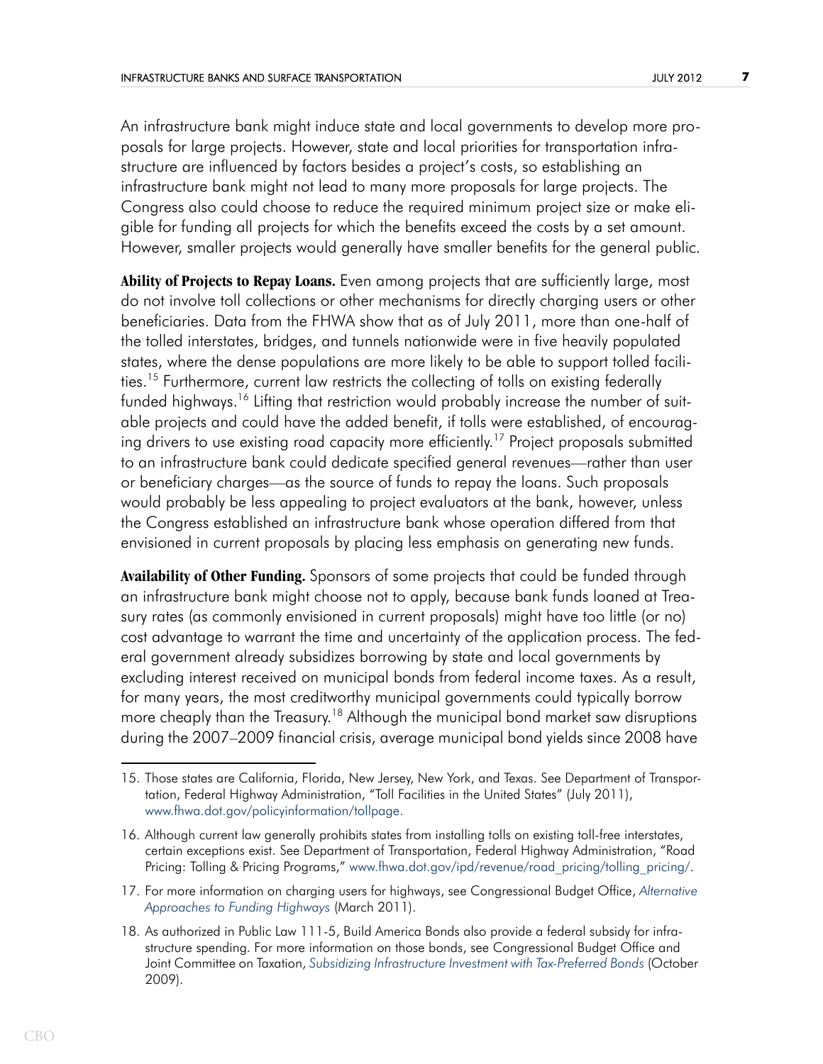An infrastructure bank might induce state and local governments to develop more proposals for large projects. However, state and local priorities for transportation infrastructure are influenced by factors besides a project's costs, so establishing an infrastructure bank might not lead to many more proposals for large projects. The Congress also could choose to reduce the required minimum project size or make eligible for funding all projects for which the benefits exceed the costs by a set amount. However, smaller projects would generally have smaller benefits for the general public.

**Ability of Projects to Repay Loans.** Even among projects that are sufficiently large, most do not involve toll collections or other mechanisms for directly charging users or other beneficiaries. Data from the FHWA show that as of July 2011, more than one-half of the tolled interstates, bridges, and tunnels nationwide were in five heavily populated states, where the dense populations are more likely to be able to support tolled facilities.[15] Furthermore, current law restricts the collecting of tolls on existing federally funded highways.[16] Lifting that restriction would probably increase the number of suitable projects and could have the added benefit, if tolls were established, of encouraging drivers to use existing road capacity more efficiently.[17] Project proposals submitted to an infrastructure bank could dedicate specified general revenues—rather than user or beneficiary charges—as the source of funds to repay the loans. Such proposals would probably be less appealing to project evaluators at the bank, however, unless the Congress established an infrastructure bank whose operation differed from that envisioned in current proposals by placing less emphasis on generating new funds.

**Availability of Other Funding.** Sponsors of some projects that could be funded through an infrastructure bank might choose not to apply, because bank funds loaned at Treasury rates (as commonly envisioned in current proposals) might have too little (or no) cost advantage to warrant the time and uncertainty of the application process. The federal government already subsidizes borrowing by state and local governments by excluding interest received on municipal bonds from federal income taxes. As a result, for many years, the most creditworthy municipal governments could typically borrow more cheaply than the Treasury.[18] Although the municipal bond market saw disruptions during the 2007–2009 financial crisis, average municipal bond yields since 2008 have

---

15. Those states are California, Florida, New Jersey, New York, and Texas. See Department of Transportation, Federal Highway Administration, "Toll Facilities in the United States" (July 2011), www.fhwa.dot.gov/policyinformation/tollpage.

16. Although current law generally prohibits states from installing tolls on existing toll-free interstates, certain exceptions exist. See Department of Transportation, Federal Highway Administration, "Road Pricing: Tolling & Pricing Programs," www.fhwa.dot.gov/ipd/revenue/road_pricing/tolling_pricing/.

17. For more information on charging users for highways, see Congressional Budget Office, *Alternative Approaches to Funding Highways* (March 2011).

18. As authorized in Public Law 111-5, Build America Bonds also provide a federal subsidy for infrastructure spending. For more information on those bonds, see Congressional Budget Office and Joint Committee on Taxation, *Subsidizing Infrastructure Investment with Tax-Preferred Bonds* (October 2009).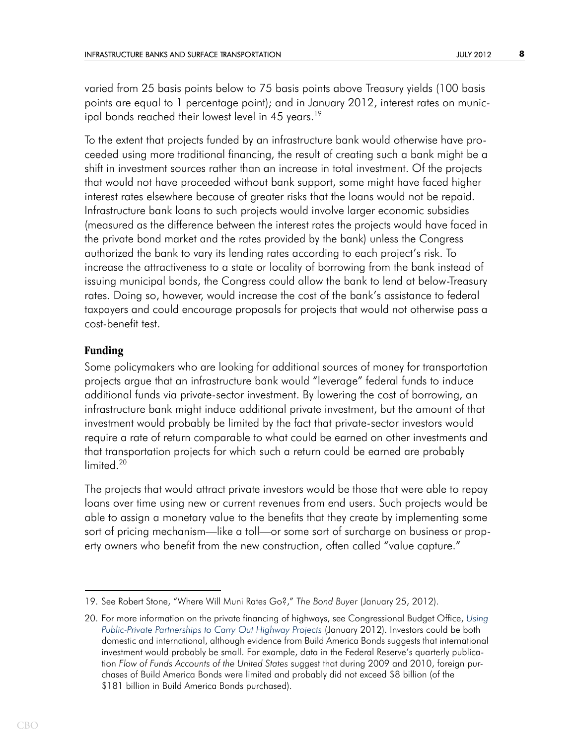varied from 25 basis points below to 75 basis points above Treasury yields (100 basis points are equal to 1 percentage point); and in January 2012, interest rates on municipal bonds reached their lowest level in 45 years.[19]

To the extent that projects funded by an infrastructure bank would otherwise have proceeded using more traditional financing, the result of creating such a bank might be a shift in investment sources rather than an increase in total investment. Of the projects that would not have proceeded without bank support, some might have faced higher interest rates elsewhere because of greater risks that the loans would not be repaid. Infrastructure bank loans to such projects would involve larger economic subsidies (measured as the difference between the interest rates the projects would have faced in the private bond market and the rates provided by the bank) unless the Congress authorized the bank to vary its lending rates according to each project's risk. To increase the attractiveness to a state or locality of borrowing from the bank instead of issuing municipal bonds, the Congress could allow the bank to lend at below-Treasury rates. Doing so, however, would increase the cost of the bank's assistance to federal taxpayers and could encourage proposals for projects that would not otherwise pass a cost-benefit test.

## Funding

Some policymakers who are looking for additional sources of money for transportation projects argue that an infrastructure bank would "leverage" federal funds to induce additional funds via private-sector investment. By lowering the cost of borrowing, an infrastructure bank might induce additional private investment, but the amount of that investment would probably be limited by the fact that private-sector investors would require a rate of return comparable to what could be earned on other investments and that transportation projects for which such a return could be earned are probably limited.[20]

The projects that would attract private investors would be those that were able to repay loans over time using new or current revenues from end users. Such projects would be able to assign a monetary value to the benefits that they create by implementing some sort of pricing mechanism—like a toll—or some sort of surcharge on business or property owners who benefit from the new construction, often called "value capture."

---

19. See Robert Stone, "Where Will Muni Rates Go?," *The Bond Buyer* (January 25, 2012).

20. For more information on the private financing of highways, see Congressional Budget Office, *Using Public-Private Partnerships to Carry Out Highway Projects* (January 2012). Investors could be both domestic and international, although evidence from Build America Bonds suggests that international investment would probably be small. For example, data in the Federal Reserve's quarterly publication *Flow of Funds Accounts of the United States* suggest that during 2009 and 2010, foreign purchases of Build America Bonds were limited and probably did not exceed $8 billion (of the $181 billion in Build America Bonds purchased).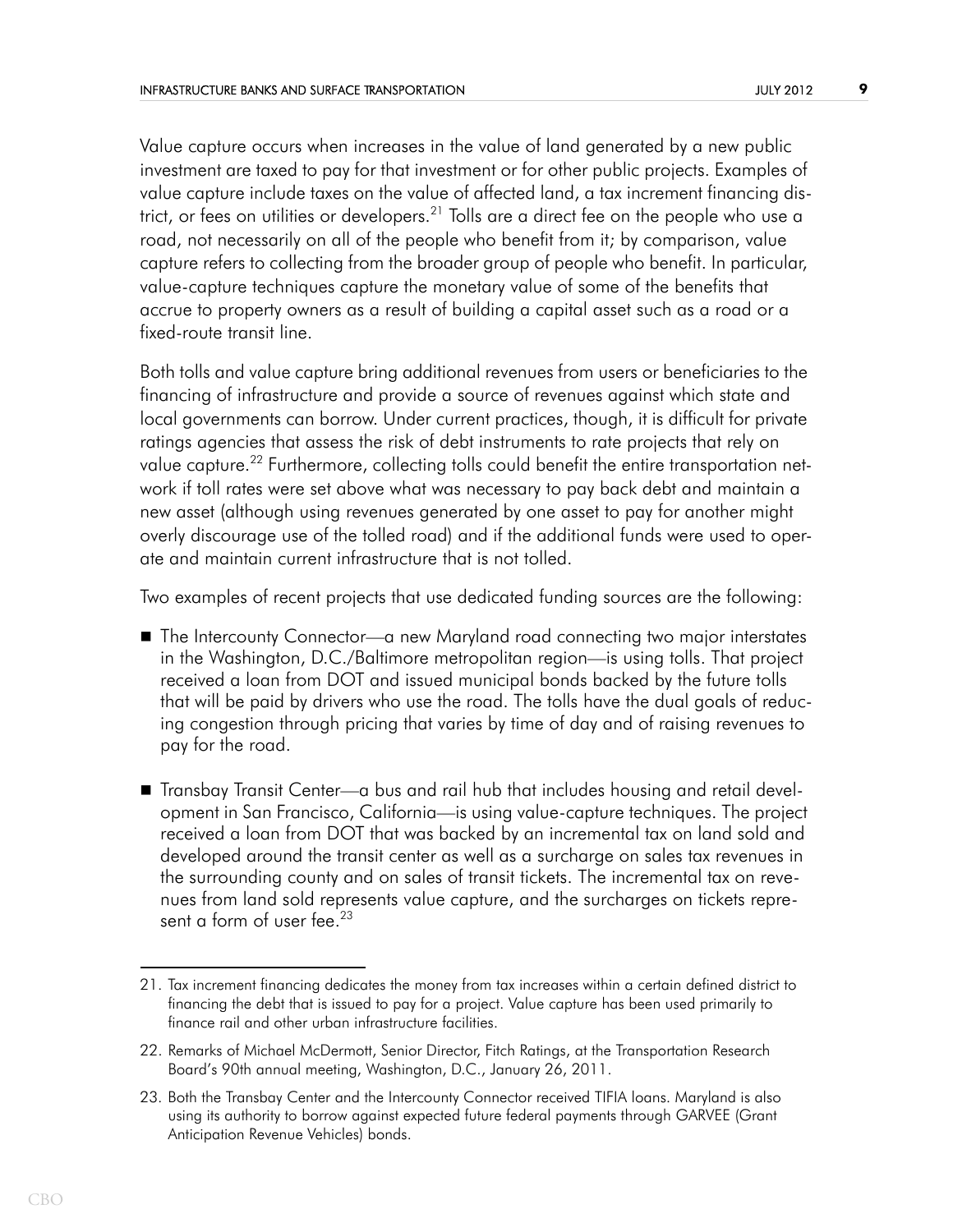Value capture occurs when increases in the value of land generated by a new public investment are taxed to pay for that investment or for other public projects. Examples of value capture include taxes on the value of affected land, a tax increment financing district, or fees on utilities or developers.[21] Tolls are a direct fee on the people who use a road, not necessarily on all of the people who benefit from it; by comparison, value capture refers to collecting from the broader group of people who benefit. In particular, value-capture techniques capture the monetary value of some of the benefits that accrue to property owners as a result of building a capital asset such as a road or a fixed-route transit line.

Both tolls and value capture bring additional revenues from users or beneficiaries to the financing of infrastructure and provide a source of revenues against which state and local governments can borrow. Under current practices, though, it is difficult for private ratings agencies that assess the risk of debt instruments to rate projects that rely on value capture.[22] Furthermore, collecting tolls could benefit the entire transportation network if toll rates were set above what was necessary to pay back debt and maintain a new asset (although using revenues generated by one asset to pay for another might overly discourage use of the tolled road) and if the additional funds were used to operate and maintain current infrastructure that is not tolled.

Two examples of recent projects that use dedicated funding sources are the following:

- The Intercounty Connector—a new Maryland road connecting two major interstates in the Washington, D.C./Baltimore metropolitan region—is using tolls. That project received a loan from DOT and issued municipal bonds backed by the future tolls that will be paid by drivers who use the road. The tolls have the dual goals of reducing congestion through pricing that varies by time of day and of raising revenues to pay for the road.
- Transbay Transit Center—a bus and rail hub that includes housing and retail development in San Francisco, California—is using value-capture techniques. The project received a loan from DOT that was backed by an incremental tax on land sold and developed around the transit center as well as a surcharge on sales tax revenues in the surrounding county and on sales of transit tickets. The incremental tax on revenues from land sold represents value capture, and the surcharges on tickets represent a form of user fee.[23]

---

21. Tax increment financing dedicates the money from tax increases within a certain defined district to financing the debt that is issued to pay for a project. Value capture has been used primarily to finance rail and other urban infrastructure facilities.

22. Remarks of Michael McDermott, Senior Director, Fitch Ratings, at the Transportation Research Board's 90th annual meeting, Washington, D.C., January 26, 2011.

23. Both the Transbay Center and the Intercounty Connector received TIFIA loans. Maryland is also using its authority to borrow against expected future federal payments through GARVEE (Grant Anticipation Revenue Vehicles) bonds.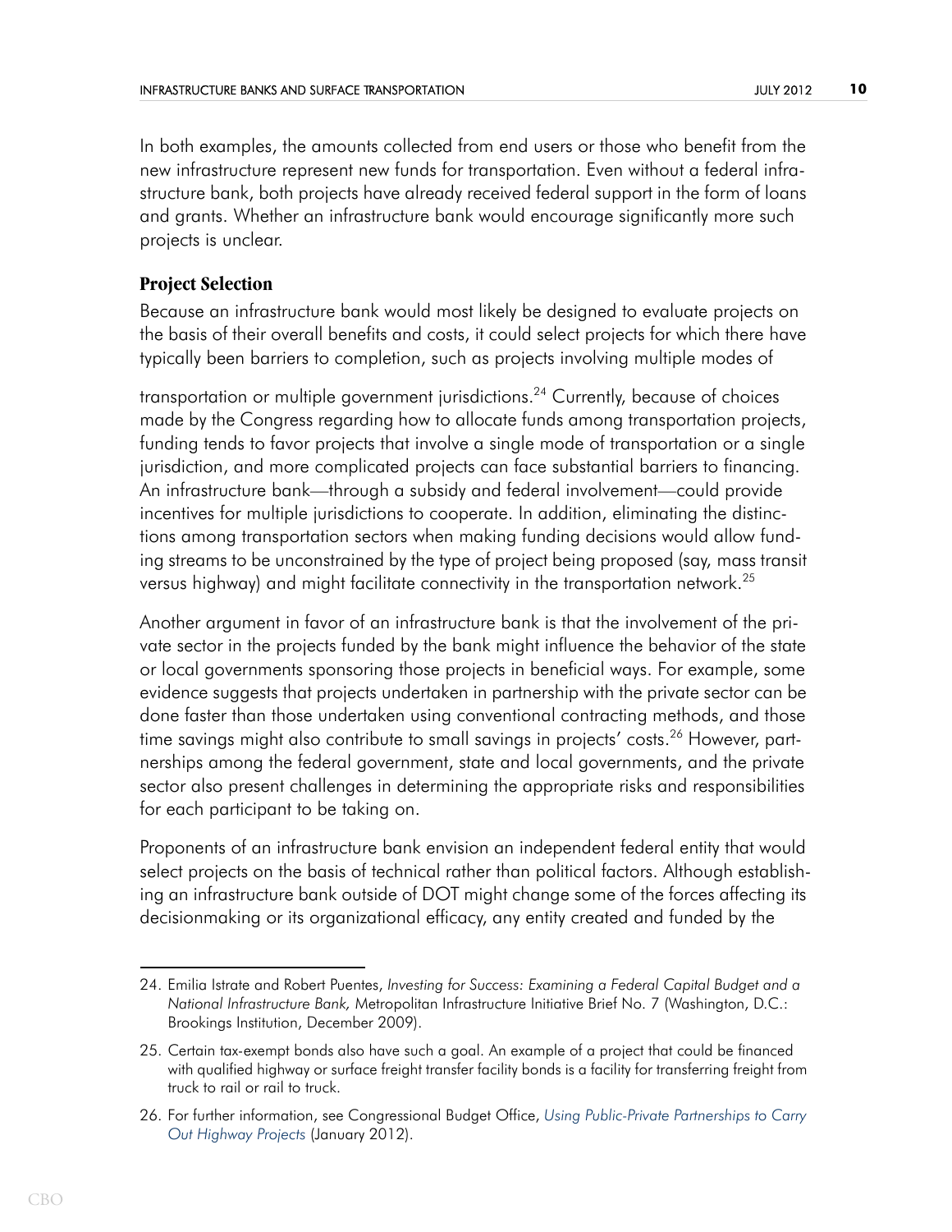In both examples, the amounts collected from end users or those who benefit from the new infrastructure represent new funds for transportation. Even without a federal infrastructure bank, both projects have already received federal support in the form of loans and grants. Whether an infrastructure bank would encourage significantly more such projects is unclear.

### Project Selection

Because an infrastructure bank would most likely be designed to evaluate projects on the basis of their overall benefits and costs, it could select projects for which there have typically been barriers to completion, such as projects involving multiple modes of transportation or multiple government jurisdictions.[24] Currently, because of choices made by the Congress regarding how to allocate funds among transportation projects, funding tends to favor projects that involve a single mode of transportation or a single jurisdiction, and more complicated projects can face substantial barriers to financing. An infrastructure bank—through a subsidy and federal involvement—could provide incentives for multiple jurisdictions to cooperate. In addition, eliminating the distinctions among transportation sectors when making funding decisions would allow funding streams to be unconstrained by the type of project being proposed (say, mass transit versus highway) and might facilitate connectivity in the transportation network.[25]

Another argument in favor of an infrastructure bank is that the involvement of the private sector in the projects funded by the bank might influence the behavior of the state or local governments sponsoring those projects in beneficial ways. For example, some evidence suggests that projects undertaken in partnership with the private sector can be done faster than those undertaken using conventional contracting methods, and those time savings might also contribute to small savings in projects' costs.[26] However, partnerships among the federal government, state and local governments, and the private sector also present challenges in determining the appropriate risks and responsibilities for each participant to be taking on.

Proponents of an infrastructure bank envision an independent federal entity that would select projects on the basis of technical rather than political factors. Although establishing an infrastructure bank outside of DOT might change some of the forces affecting its decisionmaking or its organizational efficacy, any entity created and funded by the

---

24. Emilia Istrate and Robert Puentes, *Investing for Success: Examining a Federal Capital Budget and a National Infrastructure Bank,* Metropolitan Infrastructure Initiative Brief No. 7 (Washington, D.C.: Brookings Institution, December 2009).

25. Certain tax-exempt bonds also have such a goal. An example of a project that could be financed with qualified highway or surface freight transfer facility bonds is a facility for transferring freight from truck to rail or rail to truck.

26. For further information, see Congressional Budget Office, *Using Public-Private Partnerships to Carry Out Highway Projects* (January 2012).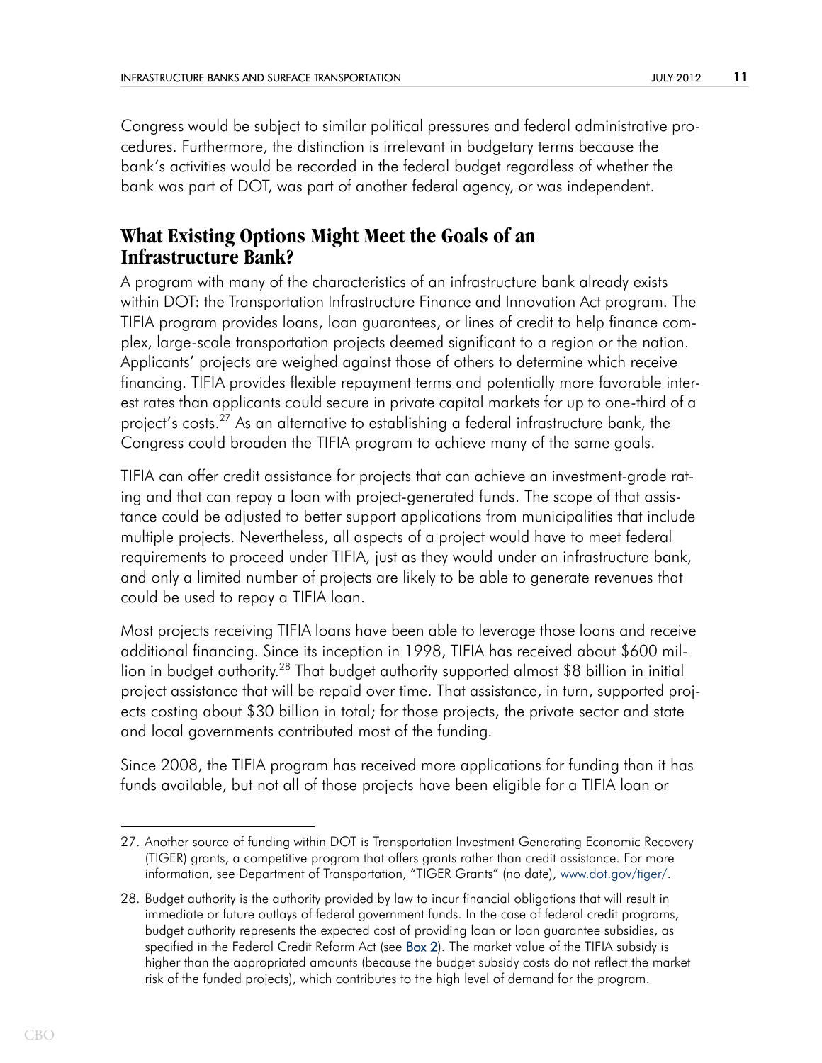Congress would be subject to similar political pressures and federal administrative procedures. Furthermore, the distinction is irrelevant in budgetary terms because the bank's activities would be recorded in the federal budget regardless of whether the bank was part of DOT, was part of another federal agency, or was independent.

## What Existing Options Might Meet the Goals of an Infrastructure Bank?

A program with many of the characteristics of an infrastructure bank already exists within DOT: the Transportation Infrastructure Finance and Innovation Act program. The TIFIA program provides loans, loan guarantees, or lines of credit to help finance complex, large-scale transportation projects deemed significant to a region or the nation. Applicants' projects are weighed against those of others to determine which receive financing. TIFIA provides flexible repayment terms and potentially more favorable interest rates than applicants could secure in private capital markets for up to one-third of a project's costs.[27] As an alternative to establishing a federal infrastructure bank, the Congress could broaden the TIFIA program to achieve many of the same goals.

TIFIA can offer credit assistance for projects that can achieve an investment-grade rating and that can repay a loan with project-generated funds. The scope of that assistance could be adjusted to better support applications from municipalities that include multiple projects. Nevertheless, all aspects of a project would have to meet federal requirements to proceed under TIFIA, just as they would under an infrastructure bank, and only a limited number of projects are likely to be able to generate revenues that could be used to repay a TIFIA loan.

Most projects receiving TIFIA loans have been able to leverage those loans and receive additional financing. Since its inception in 1998, TIFIA has received about $600 million in budget authority.[28] That budget authority supported almost $8 billion in initial project assistance that will be repaid over time. That assistance, in turn, supported projects costing about $30 billion in total; for those projects, the private sector and state and local governments contributed most of the funding.

Since 2008, the TIFIA program has received more applications for funding than it has funds available, but not all of those projects have been eligible for a TIFIA loan or

---

27. Another source of funding within DOT is Transportation Investment Generating Economic Recovery (TIGER) grants, a competitive program that offers grants rather than credit assistance. For more information, see Department of Transportation, "TIGER Grants" (no date), www.dot.gov/tiger/.

28. Budget authority is the authority provided by law to incur financial obligations that will result in immediate or future outlays of federal government funds. In the case of federal credit programs, budget authority represents the expected cost of providing loan or loan guarantee subsidies, as specified in the Federal Credit Reform Act (see Box 2). The market value of the TIFIA subsidy is higher than the appropriated amounts (because the budget subsidy costs do not reflect the market risk of the funded projects), which contributes to the high level of demand for the program.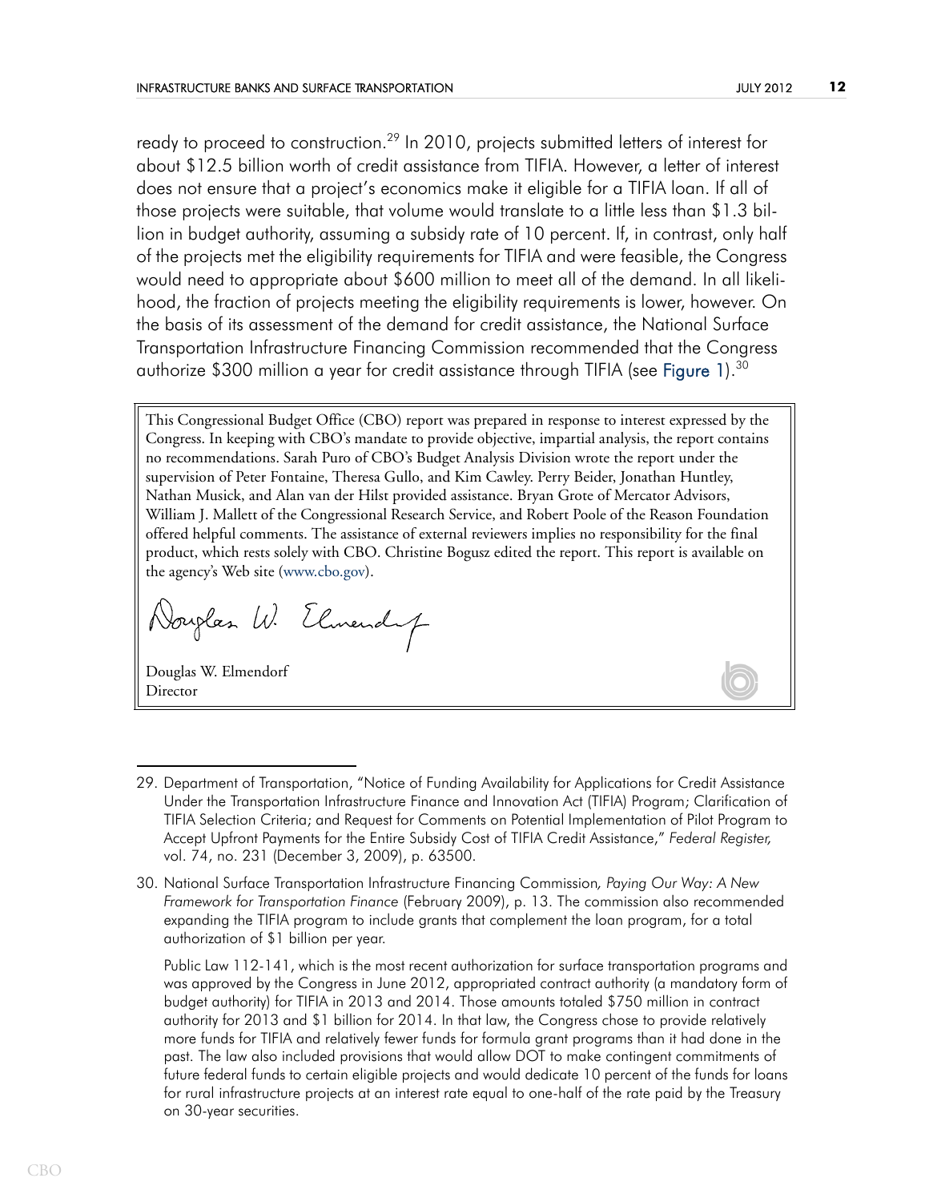ready to proceed to construction.[29] In 2010, projects submitted letters of interest for about $12.5 billion worth of credit assistance from TIFIA. However, a letter of interest does not ensure that a project's economics make it eligible for a TIFIA loan. If all of those projects were suitable, that volume would translate to a little less than $1.3 billion in budget authority, assuming a subsidy rate of 10 percent. If, in contrast, only half of the projects met the eligibility requirements for TIFIA and were feasible, the Congress would need to appropriate about $600 million to meet all of the demand. In all likelihood, the fraction of projects meeting the eligibility requirements is lower, however. On the basis of its assessment of the demand for credit assistance, the National Surface Transportation Infrastructure Financing Commission recommended that the Congress authorize $300 million a year for credit assistance through TIFIA (see Figure 1).[30]

This Congressional Budget Office (CBO) report was prepared in response to interest expressed by the Congress. In keeping with CBO's mandate to provide objective, impartial analysis, the report contains no recommendations. Sarah Puro of CBO's Budget Analysis Division wrote the report under the supervision of Peter Fontaine, Theresa Gullo, and Kim Cawley. Perry Beider, Jonathan Huntley, Nathan Musick, and Alan van der Hilst provided assistance. Bryan Grote of Mercator Advisors, William J. Mallett of the Congressional Research Service, and Robert Poole of the Reason Foundation offered helpful comments. The assistance of external reviewers implies no responsibility for the final product, which rests solely with CBO. Christine Bogusz edited the report. This report is available on the agency's Web site (www.cbo.gov).

Douglas W. Elmendorf
Director

---

29. Department of Transportation, "Notice of Funding Availability for Applications for Credit Assistance Under the Transportation Infrastructure Finance and Innovation Act (TIFIA) Program; Clarification of TIFIA Selection Criteria; and Request for Comments on Potential Implementation of Pilot Program to Accept Upfront Payments for the Entire Subsidy Cost of TIFIA Credit Assistance," *Federal Register,* vol. 74, no. 231 (December 3, 2009), p. 63500.

30. National Surface Transportation Infrastructure Financing Commission, *Paying Our Way: A New Framework for Transportation Finance* (February 2009), p. 13. The commission also recommended expanding the TIFIA program to include grants that complement the loan program, for a total authorization of $1 billion per year.

    Public Law 112-141, which is the most recent authorization for surface transportation programs and was approved by the Congress in June 2012, appropriated contract authority (a mandatory form of budget authority) for TIFIA in 2013 and 2014. Those amounts totaled $750 million in contract authority for 2013 and $1 billion for 2014. In that law, the Congress chose to provide relatively more funds for TIFIA and relatively fewer funds for formula grant programs than it had done in the past. The law also included provisions that would allow DOT to make contingent commitments of future federal funds to certain eligible projects and would dedicate 10 percent of the funds for loans for rural infrastructure projects at an interest rate equal to one-half of the rate paid by the Treasury on 30-year securities.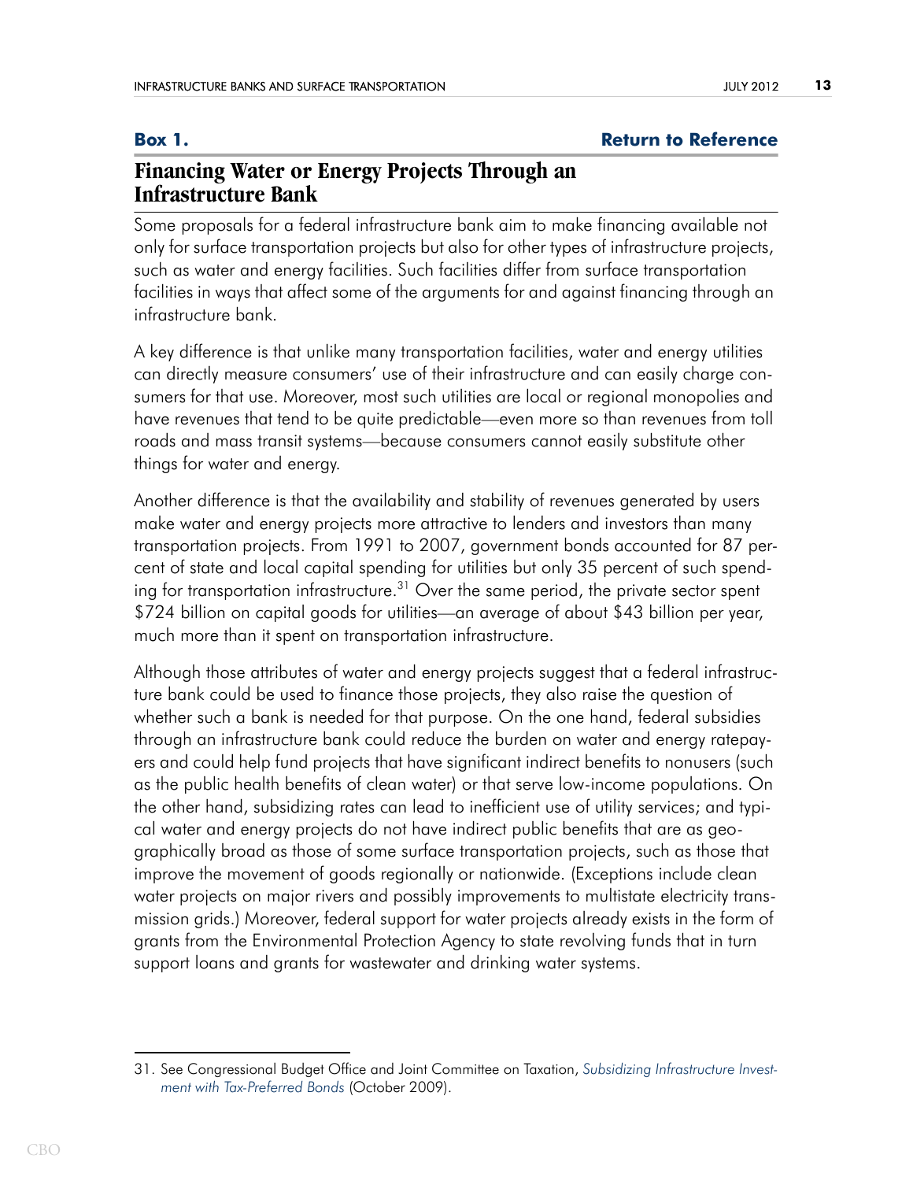**Box 1.** **Return to Reference**

## Financing Water or Energy Projects Through an Infrastructure Bank

Some proposals for a federal infrastructure bank aim to make financing available not only for surface transportation projects but also for other types of infrastructure projects, such as water and energy facilities. Such facilities differ from surface transportation facilities in ways that affect some of the arguments for and against financing through an infrastructure bank.

A key difference is that unlike many transportation facilities, water and energy utilities can directly measure consumers' use of their infrastructure and can easily charge consumers for that use. Moreover, most such utilities are local or regional monopolies and have revenues that tend to be quite predictable—even more so than revenues from toll roads and mass transit systems—because consumers cannot easily substitute other things for water and energy.

Another difference is that the availability and stability of revenues generated by users make water and energy projects more attractive to lenders and investors than many transportation projects. From 1991 to 2007, government bonds accounted for 87 percent of state and local capital spending for utilities but only 35 percent of such spending for transportation infrastructure.[31] Over the same period, the private sector spent $724 billion on capital goods for utilities—an average of about $43 billion per year, much more than it spent on transportation infrastructure.

Although those attributes of water and energy projects suggest that a federal infrastructure bank could be used to finance those projects, they also raise the question of whether such a bank is needed for that purpose. On the one hand, federal subsidies through an infrastructure bank could reduce the burden on water and energy ratepayers and could help fund projects that have significant indirect benefits to nonusers (such as the public health benefits of clean water) or that serve low-income populations. On the other hand, subsidizing rates can lead to inefficient use of utility services; and typical water and energy projects do not have indirect public benefits that are as geographically broad as those of some surface transportation projects, such as those that improve the movement of goods regionally or nationwide. (Exceptions include clean water projects on major rivers and possibly improvements to multistate electricity transmission grids.) Moreover, federal support for water projects already exists in the form of grants from the Environmental Protection Agency to state revolving funds that in turn support loans and grants for wastewater and drinking water systems.

---

31. See Congressional Budget Office and Joint Committee on Taxation, *Subsidizing Infrastructure Investment with Tax-Preferred Bonds* (October 2009).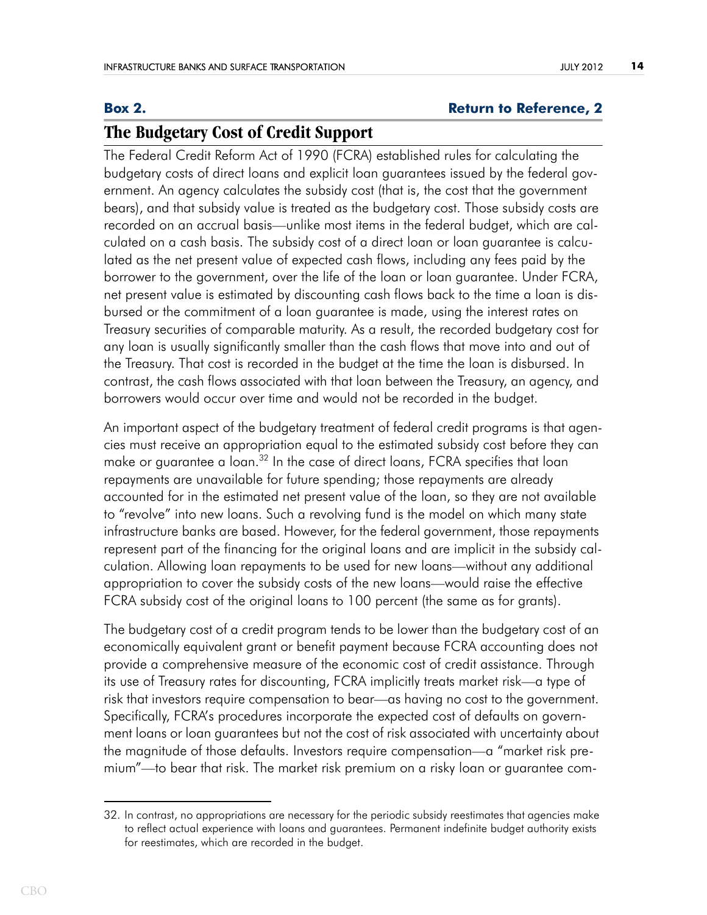**Box 2.** **Return to Reference, 2**

## The Budgetary Cost of Credit Support

The Federal Credit Reform Act of 1990 (FCRA) established rules for calculating the budgetary costs of direct loans and explicit loan guarantees issued by the federal government. An agency calculates the subsidy cost (that is, the cost that the government bears), and that subsidy value is treated as the budgetary cost. Those subsidy costs are recorded on an accrual basis—unlike most items in the federal budget, which are calculated on a cash basis. The subsidy cost of a direct loan or loan guarantee is calculated as the net present value of expected cash flows, including any fees paid by the borrower to the government, over the life of the loan or loan guarantee. Under FCRA, net present value is estimated by discounting cash flows back to the time a loan is disbursed or the commitment of a loan guarantee is made, using the interest rates on Treasury securities of comparable maturity. As a result, the recorded budgetary cost for any loan is usually significantly smaller than the cash flows that move into and out of the Treasury. That cost is recorded in the budget at the time the loan is disbursed. In contrast, the cash flows associated with that loan between the Treasury, an agency, and borrowers would occur over time and would not be recorded in the budget.

An important aspect of the budgetary treatment of federal credit programs is that agencies must receive an appropriation equal to the estimated subsidy cost before they can make or guarantee a loan.[32] In the case of direct loans, FCRA specifies that loan repayments are unavailable for future spending; those repayments are already accounted for in the estimated net present value of the loan, so they are not available to "revolve" into new loans. Such a revolving fund is the model on which many state infrastructure banks are based. However, for the federal government, those repayments represent part of the financing for the original loans and are implicit in the subsidy calculation. Allowing loan repayments to be used for new loans—without any additional appropriation to cover the subsidy costs of the new loans—would raise the effective FCRA subsidy cost of the original loans to 100 percent (the same as for grants).

The budgetary cost of a credit program tends to be lower than the budgetary cost of an economically equivalent grant or benefit payment because FCRA accounting does not provide a comprehensive measure of the economic cost of credit assistance. Through its use of Treasury rates for discounting, FCRA implicitly treats market risk—a type of risk that investors require compensation to bear—as having no cost to the government. Specifically, FCRA's procedures incorporate the expected cost of defaults on government loans or loan guarantees but not the cost of risk associated with uncertainty about the magnitude of those defaults. Investors require compensation—a "market risk premium"—to bear that risk. The market risk premium on a risky loan or guarantee com-

32. In contrast, no appropriations are necessary for the periodic subsidy reestimates that agencies make to reflect actual experience with loans and guarantees. Permanent indefinite budget authority exists for reestimates, which are recorded in the budget.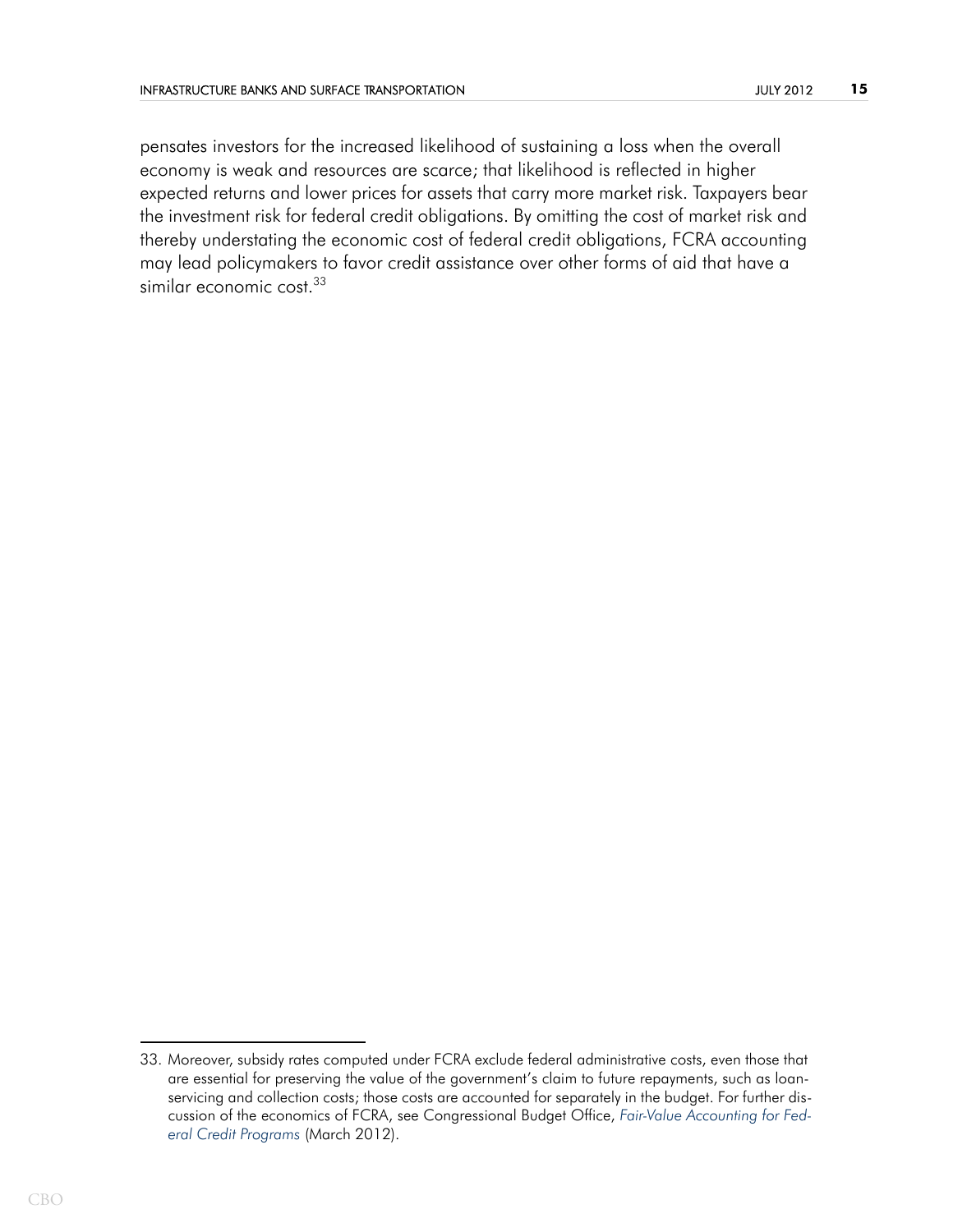pensates investors for the increased likelihood of sustaining a loss when the overall economy is weak and resources are scarce; that likelihood is reflected in higher expected returns and lower prices for assets that carry more market risk. Taxpayers bear the investment risk for federal credit obligations. By omitting the cost of market risk and thereby understating the economic cost of federal credit obligations, FCRA accounting may lead policymakers to favor credit assistance over other forms of aid that have a similar economic cost.[33]

---

33. Moreover, subsidy rates computed under FCRA exclude federal administrative costs, even those that are essential for preserving the value of the government's claim to future repayments, such as loan-servicing and collection costs; those costs are accounted for separately in the budget. For further discussion of the economics of FCRA, see Congressional Budget Office, *Fair-Value Accounting for Federal Credit Programs* (March 2012).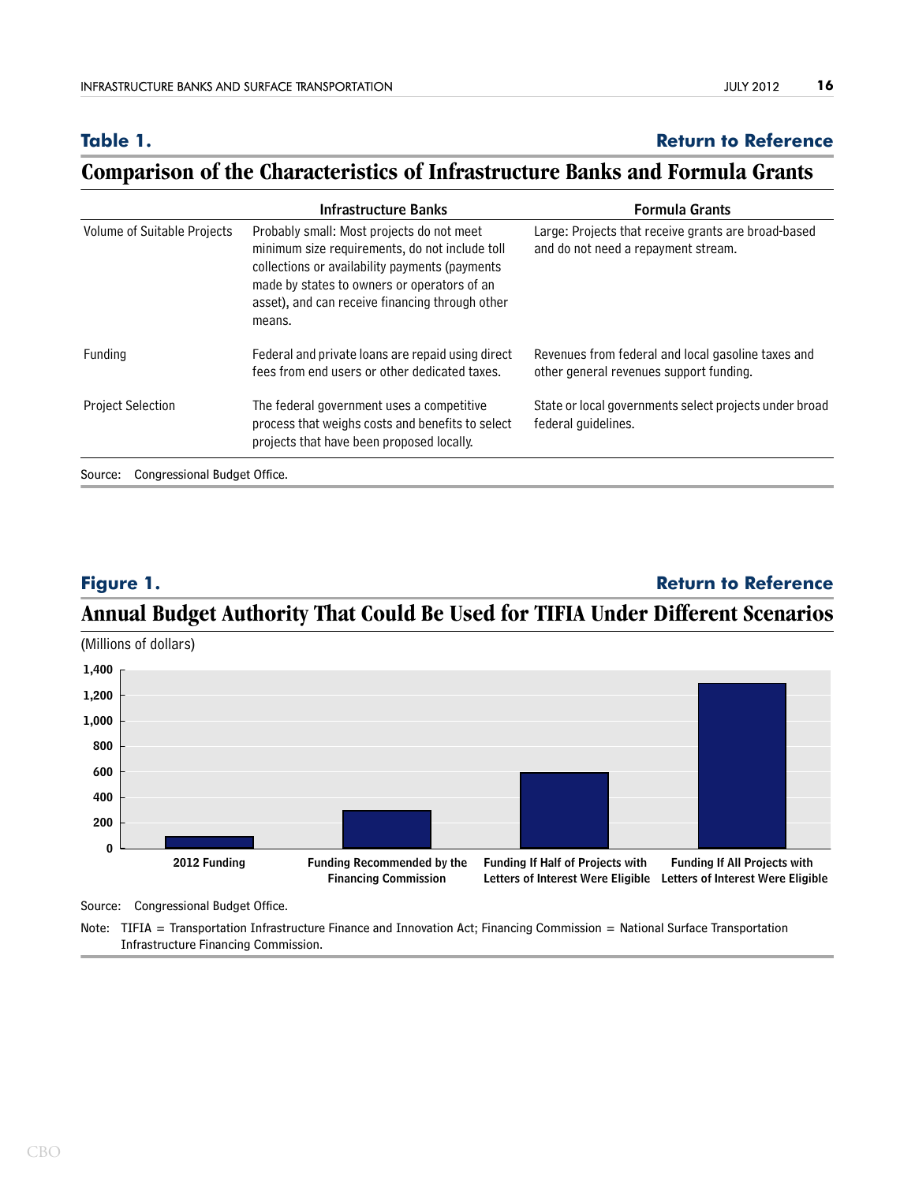**Table 1.** **Return to Reference**

## Comparison of the Characteristics of Infrastructure Banks and Formula Grants

| | Infrastructure Banks | Formula Grants |
|---|---|---|
| Volume of Suitable Projects | Probably small: Most projects do not meet minimum size requirements, do not include toll collections or availability payments (payments made by states to owners or operators of an asset), and can receive financing through other means. | Large: Projects that receive grants are broad-based and do not need a repayment stream. |
| Funding | Federal and private loans are repaid using direct fees from end users or other dedicated taxes. | Revenues from federal and local gasoline taxes and other general revenues support funding. |
| Project Selection | The federal government uses a competitive process that weighs costs and benefits to select projects that have been proposed locally. | State or local governments select projects under broad federal guidelines. |

Source: Congressional Budget Office.

**Figure 1.** **Return to Reference**

## Annual Budget Authority That Could Be Used for TIFIA Under Different Scenarios

(Millions of dollars)

1,400
1,200
1,000
800
600
400
200
0

2012 Funding

Funding Recommended by the Financing Commission

Funding If Half of Projects with Letters of Interest Were Eligible

Funding If All Projects with Letters of Interest Were Eligible

Source: Congressional Budget Office.

Note: TIFIA = Transportation Infrastructure Finance and Innovation Act; Financing Commission = National Surface Transportation Infrastructure Financing Commission.